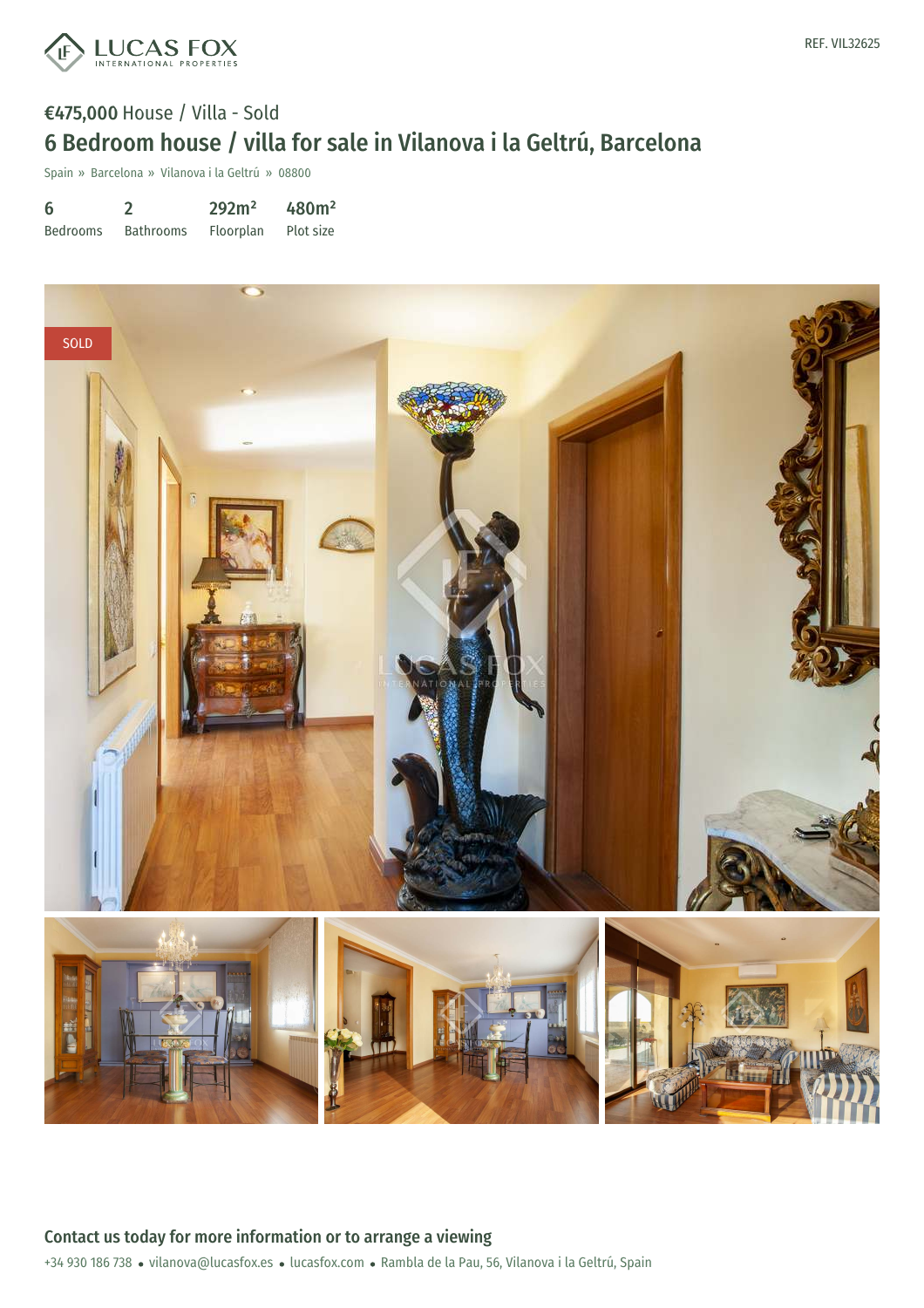LUCAS FOX
INTERNATIONAL PROPERTIES

REF. VIL32625

**€475,000** House / Villa - Sold

# 6 Bedroom house / villa for sale in Vilanova i la Geltrú, Barcelona

Spain » Barcelona » Vilanova i la Geltrú » 08800

| 6 | 2 | 292m² | 480m² |
|---|---|---|---|
| Bedrooms | Bathrooms | Floorplan | Plot size |

SOLD

## Contact us today for more information or to arrange a viewing

+34 930 186 738 • vilanova@lucasfox.es • lucasfox.com • Rambla de la Pau, 56, Vilanova i la Geltrú, Spain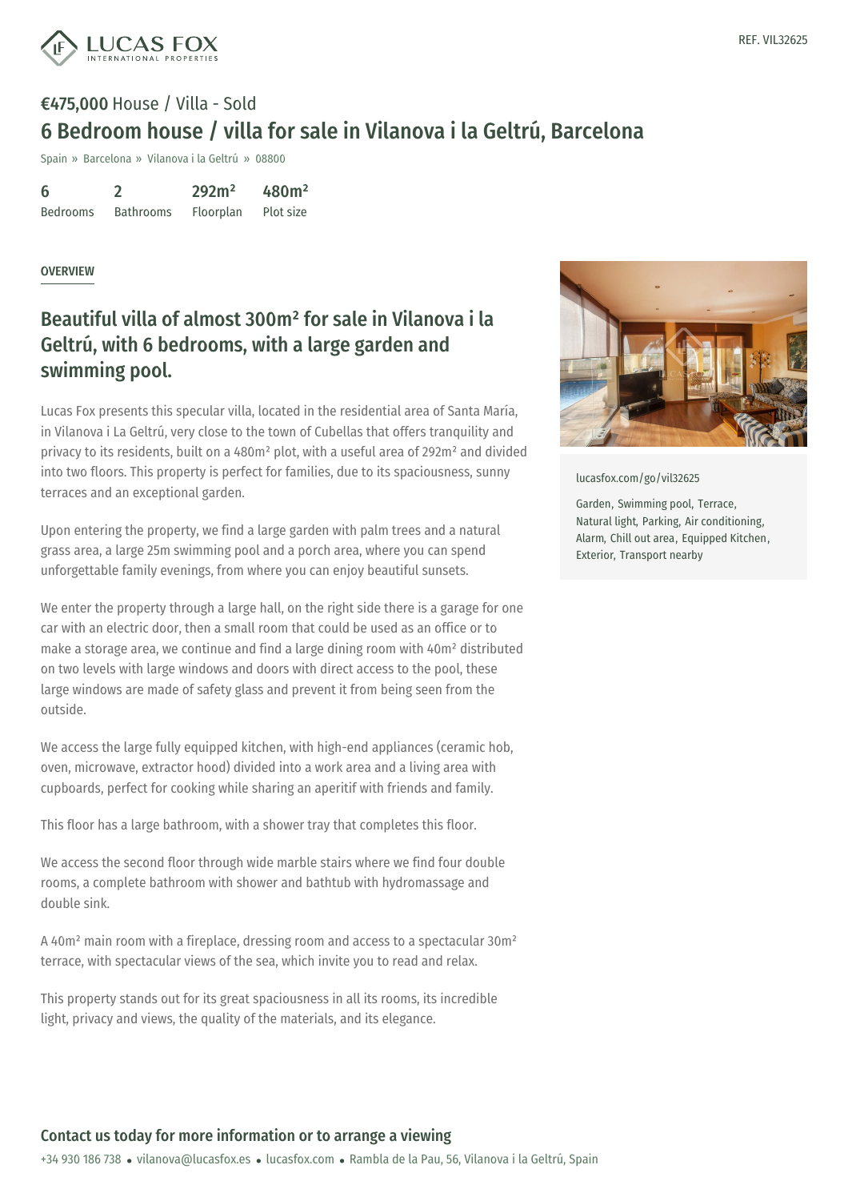REF. VIL32625

**€475,000** House / Villa - Sold

# 6 Bedroom house / villa for sale in Vilanova i la Geltrú, Barcelona

Spain » Barcelona » Vilanova i la Geltrú » 08800

| 6 | 2 | 292m² | 480m² |
|---|---|---|---|
| Bedrooms | Bathrooms | Floorplan | Plot size |

OVERVIEW

## Beautiful villa of almost 300m² for sale in Vilanova i la Geltrú, with 6 bedrooms, with a large garden and swimming pool.

Lucas Fox presents this specular villa, located in the residential area of Santa María, in Vilanova i La Geltrú, very close to the town of Cubellas that offers tranquility and privacy to its residents, built on a 480m² plot, with a useful area of 292m² and divided into two floors. This property is perfect for families, due to its spaciousness, sunny terraces and an exceptional garden.

Upon entering the property, we find a large garden with palm trees and a natural grass area, a large 25m swimming pool and a porch area, where you can spend unforgettable family evenings, from where you can enjoy beautiful sunsets.

We enter the property through a large hall, on the right side there is a garage for one car with an electric door, then a small room that could be used as an office or to make a storage area, we continue and find a large dining room with 40m² distributed on two levels with large windows and doors with direct access to the pool, these large windows are made of safety glass and prevent it from being seen from the outside.

We access the large fully equipped kitchen, with high-end appliances (ceramic hob, oven, microwave, extractor hood) divided into a work area and a living area with cupboards, perfect for cooking while sharing an aperitif with friends and family.

This floor has a large bathroom, with a shower tray that completes this floor.

We access the second floor through wide marble stairs where we find four double rooms, a complete bathroom with shower and bathtub with hydromassage and double sink.

A 40m² main room with a fireplace, dressing room and access to a spectacular 30m² terrace, with spectacular views of the sea, which invite you to read and relax.

This property stands out for its great spaciousness in all its rooms, its incredible light, privacy and views, the quality of the materials, and its elegance.

lucasfox.com/go/vil32625

Garden, Swimming pool, Terrace, Natural light, Parking, Air conditioning, Alarm, Chill out area, Equipped Kitchen, Exterior, Transport nearby

### Contact us today for more information or to arrange a viewing

+34 930 186 738 • vilanova@lucasfox.es • lucasfox.com • Rambla de la Pau, 56, Vilanova i la Geltrú, Spain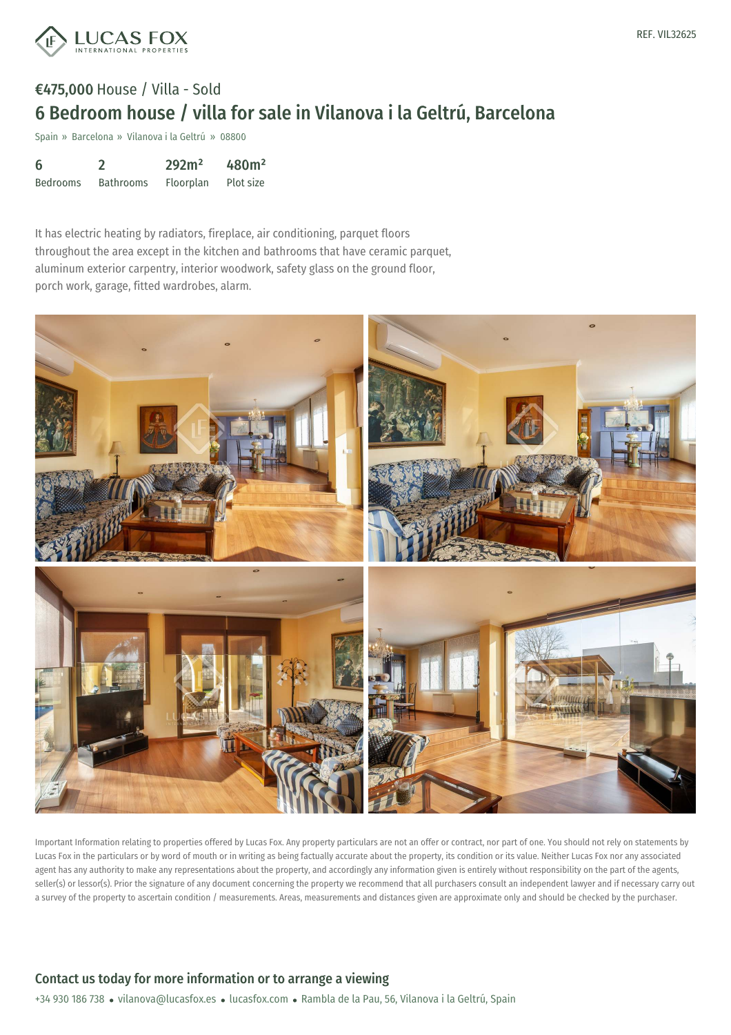REF. VIL32625

**€475,000** House / Villa - Sold

# 6 Bedroom house / villa for sale in Vilanova i la Geltrú, Barcelona

Spain » Barcelona » Vilanova i la Geltrú » 08800

| 6 | 2 | 292m² | 480m² |
|---|---|---|---|
| Bedrooms | Bathrooms | Floorplan | Plot size |

It has electric heating by radiators, fireplace, air conditioning, parquet floors throughout the area except in the kitchen and bathrooms that have ceramic parquet, aluminum exterior carpentry, interior woodwork, safety glass on the ground floor, porch work, garage, fitted wardrobes, alarm.

Important Information relating to properties offered by Lucas Fox. Any property particulars are not an offer or contract, nor part of one. You should not rely on statements by Lucas Fox in the particulars or by word of mouth or in writing as being factually accurate about the property, its condition or its value. Neither Lucas Fox nor any associated agent has any authority to make any representations about the property, and accordingly any information given is entirely without responsibility on the part of the agents, seller(s) or lessor(s). Prior the signature of any document concerning the property we recommend that all purchasers consult an independent lawyer and if necessary carry out a survey of the property to ascertain condition / measurements. Areas, measurements and distances given are approximate only and should be checked by the purchaser.

## Contact us today for more information or to arrange a viewing

+34 930 186 738 • vilanova@lucasfox.es • lucasfox.com • Rambla de la Pau, 56, Vilanova i la Geltrú, Spain